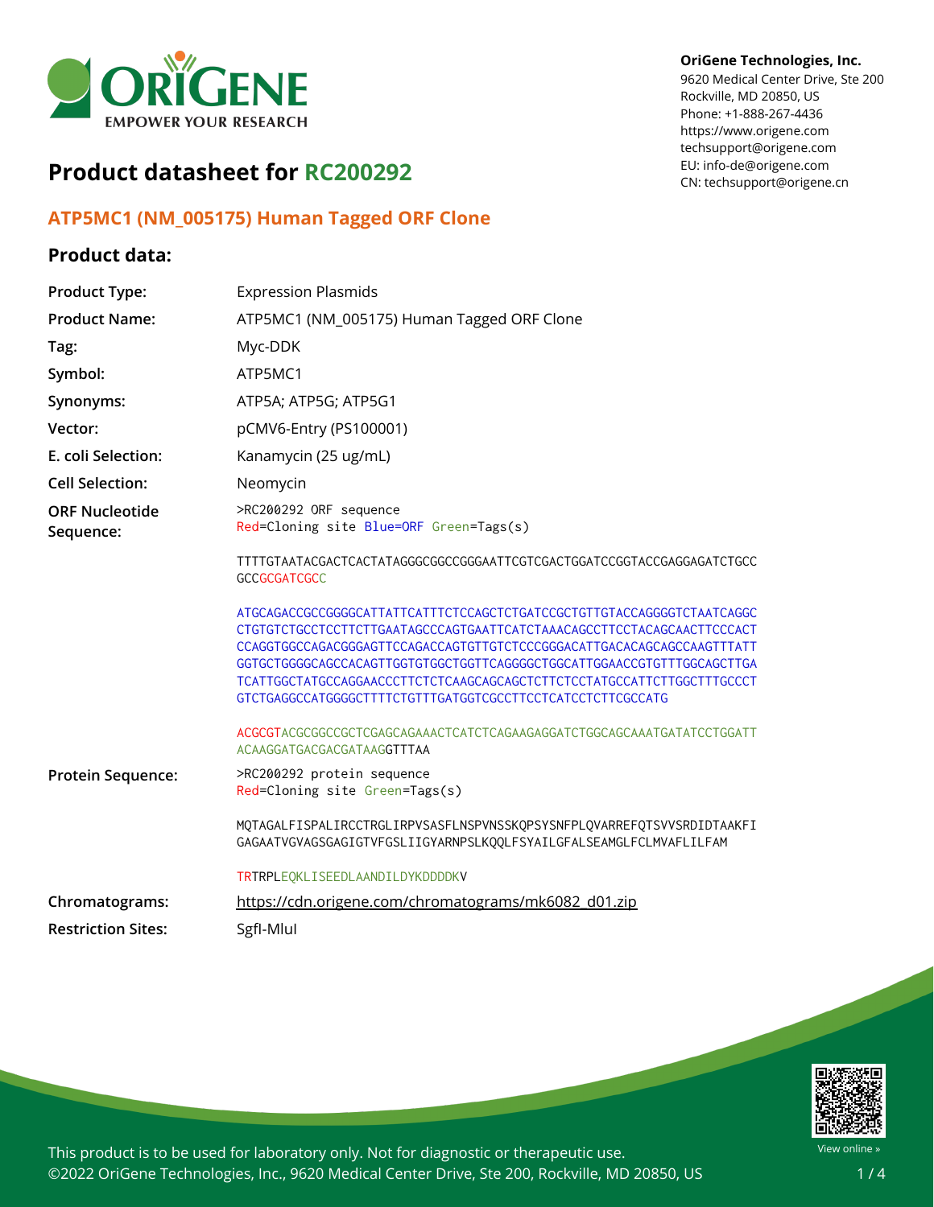OriGene Technologies, Inc.
9620 Medical Center Drive, Ste 200
Rockville, MD 20850, US
Phone: +1-888-267-4436
https://www.origene.com
techsupport@origene.com
EU: info-de@origene.com
CN: techsupport@origene.cn

# Product datasheet for RC200292

## ATP5MC1 (NM_005175) Human Tagged ORF Clone

## Product data:

**Product Type:** Expression Plasmids

**Product Name:** ATP5MC1 (NM_005175) Human Tagged ORF Clone

**Tag:** Myc-DDK

**Symbol:** ATP5MC1

**Synonyms:** ATP5A; ATP5G; ATP5G1

**Vector:** pCMV6-Entry (PS100001)

**E. coli Selection:** Kanamycin (25 ug/mL)

**Cell Selection:** Neomycin

**ORF Nucleotide Sequence:**

```
>RC200292 ORF sequence
Red=Cloning site Blue=ORF Green=Tags(s)

TTTTGTAATACGACTCACTATAGGGCGGCCGGGAATTCGTCGACTGGATCCGGTACCGAGGAGATCTGCC
GCCGCGATCGCC

ATGCAGACCGCCGGGGCATTATTCATTTCTCCAGCTCTGATCCGCTGTTGTACCAGGGGTCTAATCAGGC
CTGTGTCTGCCTCCTTCTTGAATAGCCCAGTGAATTCATCTAAACAGCCTTCCTACAGCAACTTCCCACT
CCAGGTGGCCAGACGGGAGTTCCAGACCAGTGTTGTCTCCCGGGACATTGACACAGCAGCCAAGTTTATT
GGTGCTGGGGCAGCCACAGTTGGTGTGGCTGGTTCAGGGGCTGGCATTGGAACCGTGTTTGGCAGCTTGA
TCATTGGCTATGCCAGGAACCCTTCTCTCAAGCAGCAGCTCTTCTCCTATGCCATTCTTGGCTTTGCCCT
GTCTGAGGCCATGGGGCTTTTCTGTTTGATGGTCGCCTTCCTCATCCTCTTCGCCATG

ACGCGTACGCGGCCGCTCGAGCAGAAACTCATCTCAGAAGAGGATCTGGCAGCAAATGATATCCTGGATT
ACAAGGATGACGACGATAAGGTTTAA
```

**Protein Sequence:**

```
>RC200292 protein sequence
Red=Cloning site Green=Tags(s)

MQTAGALFISPALIRCCTRGLIRPVSASFLNSPVNSSKQPSYSNFPLQVARREFQTSVVSRDIDTAAKFI
GAGAATVGVAGSGAGIGTVFGSLIIGYARNPSLKQQLFSYAILGFALSEAMGLFCLMVAFLILFAM

TRTRPLEQKLISEEDLAANDILDYKDDDDKV
```

**Chromatograms:** https://cdn.origene.com/chromatograms/mk6082_d01.zip

**Restriction Sites:** SgfI-MluI

This product is to be used for laboratory only. Not for diagnostic or therapeutic use.
©2022 OriGene Technologies, Inc., 9620 Medical Center Drive, Ste 200, Rockville, MD 20850, US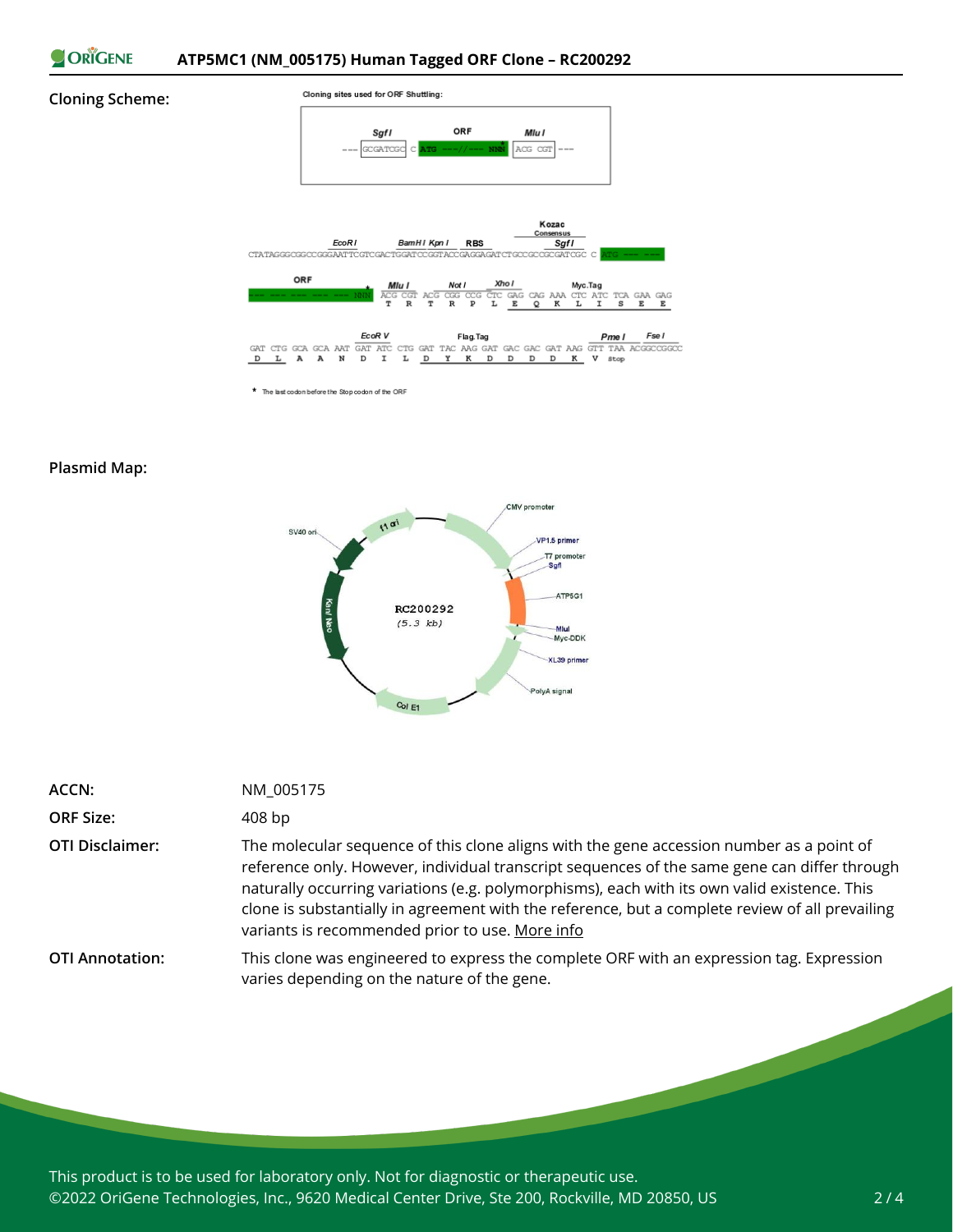**Cloning Scheme:**

Cloning sites used for ORF Shuttling:

SgfI ORF MluI

--- GCGATCGC C ATG ---//--- NNN ACG CGT ---

Kozac Consensus

EcoR I BamH I Kpn I RBS SgfI

CTATAGGGCGGCCGGGAATTCGTCGACTGGATCCGGTACCGAGGAGATCTGCCGCCGCGATCGC C ATG --- ---

ORF MluI NotI XhoI Myc.Tag

--- --- --- --- --- NNN ACG CGT ACG CGG CCG CTC GAG CAG AAA CTC ATC TCA GAA GAG

T R T R P L E Q K L I S E E

EcoR V Flag.Tag PmeI FseI

GAT CTG GCA GCA AAT GAT ATC CTG GAT TAC AAG GAT GAC GAC GAT AAG GTT TAA ACGGCCGGCC

D L A A N D I L D Y K D D D D K V Stop

* The last codon before the Stop codon of the ORF

**Plasmid Map:**

RC200292 (5.3 kb)

CMV promoter, VP1.5 primer, T7 promoter, SgfI, ATP5G1, MluI, Myc-DDK, XL39 primer, PolyA signal, Col E1, Kan/ Neo, SV40 ori, f1 ori

**ACCN:** NM_005175

**ORF Size:** 408 bp

**OTI Disclaimer:** The molecular sequence of this clone aligns with the gene accession number as a point of reference only. However, individual transcript sequences of the same gene can differ through naturally occurring variations (e.g. polymorphisms), each with its own valid existence. This clone is substantially in agreement with the reference, but a complete review of all prevailing variants is recommended prior to use. More info

**OTI Annotation:** This clone was engineered to express the complete ORF with an expression tag. Expression varies depending on the nature of the gene.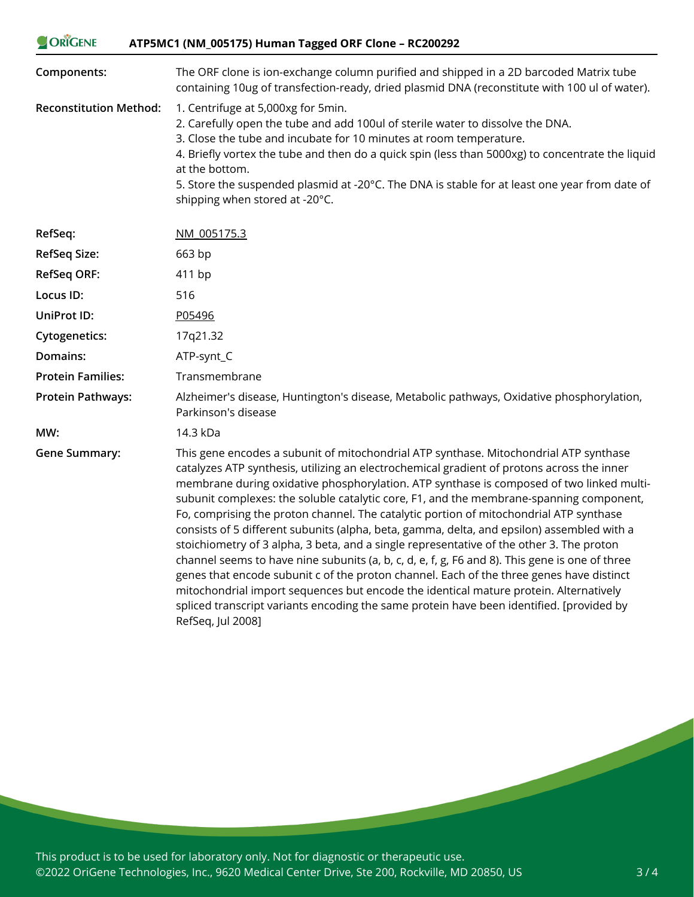| | |
|---|---|
| **Components:** | The ORF clone is ion-exchange column purified and shipped in a 2D barcoded Matrix tube containing 10ug of transfection-ready, dried plasmid DNA (reconstitute with 100 ul of water). |
| **Reconstitution Method:** | 1. Centrifuge at 5,000xg for 5min.<br>2. Carefully open the tube and add 100ul of sterile water to dissolve the DNA.<br>3. Close the tube and incubate for 10 minutes at room temperature.<br>4. Briefly vortex the tube and then do a quick spin (less than 5000xg) to concentrate the liquid at the bottom.<br>5. Store the suspended plasmid at -20°C. The DNA is stable for at least one year from date of shipping when stored at -20°C. |
| **RefSeq:** | NM_005175.3 |
| **RefSeq Size:** | 663 bp |
| **RefSeq ORF:** | 411 bp |
| **Locus ID:** | 516 |
| **UniProt ID:** | P05496 |
| **Cytogenetics:** | 17q21.32 |
| **Domains:** | ATP-synt_C |
| **Protein Families:** | Transmembrane |
| **Protein Pathways:** | Alzheimer's disease, Huntington's disease, Metabolic pathways, Oxidative phosphorylation, Parkinson's disease |
| **MW:** | 14.3 kDa |
| **Gene Summary:** | This gene encodes a subunit of mitochondrial ATP synthase. Mitochondrial ATP synthase catalyzes ATP synthesis, utilizing an electrochemical gradient of protons across the inner membrane during oxidative phosphorylation. ATP synthase is composed of two linked multi-subunit complexes: the soluble catalytic core, F1, and the membrane-spanning component, Fo, comprising the proton channel. The catalytic portion of mitochondrial ATP synthase consists of 5 different subunits (alpha, beta, gamma, delta, and epsilon) assembled with a stoichiometry of 3 alpha, 3 beta, and a single representative of the other 3. The proton channel seems to have nine subunits (a, b, c, d, e, f, g, F6 and 8). This gene is one of three genes that encode subunit c of the proton channel. Each of the three genes have distinct mitochondrial import sequences but encode the identical mature protein. Alternatively spliced transcript variants encoding the same protein have been identified. [provided by RefSeq, Jul 2008] |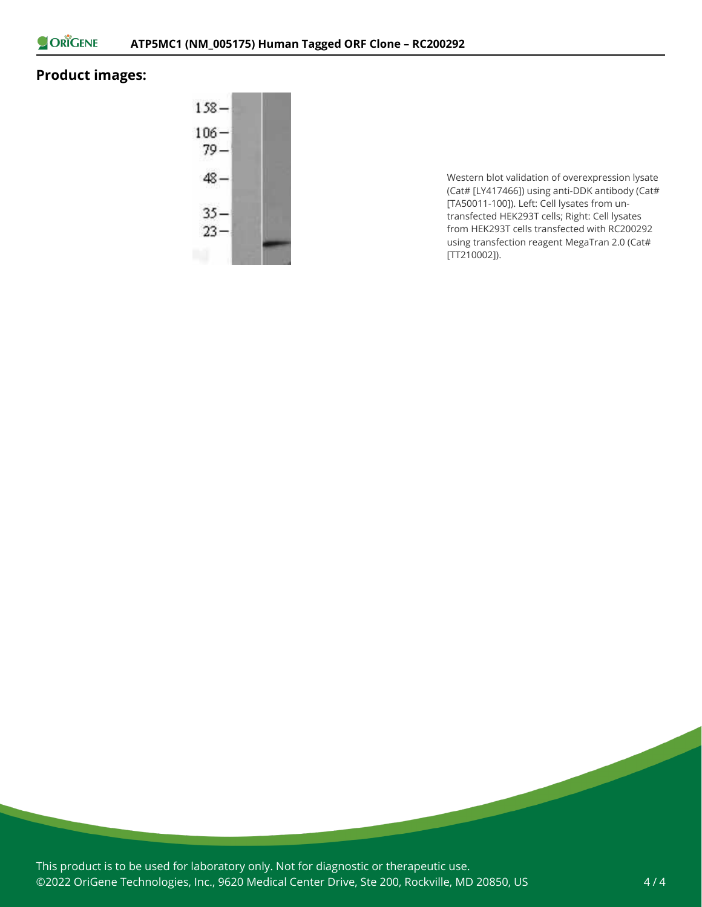## Product images:

158 –
106 –
79 –
48 –
35 –
23 –

Western blot validation of overexpression lysate (Cat# [LY417466]) using anti-DDK antibody (Cat# [TA50011-100]). Left: Cell lysates from un-transfected HEK293T cells; Right: Cell lysates from HEK293T cells transfected with RC200292 using transfection reagent MegaTran 2.0 (Cat# [TT210002]).

This product is to be used for laboratory only. Not for diagnostic or therapeutic use.
©2022 OriGene Technologies, Inc., 9620 Medical Center Drive, Ste 200, Rockville, MD 20850, US